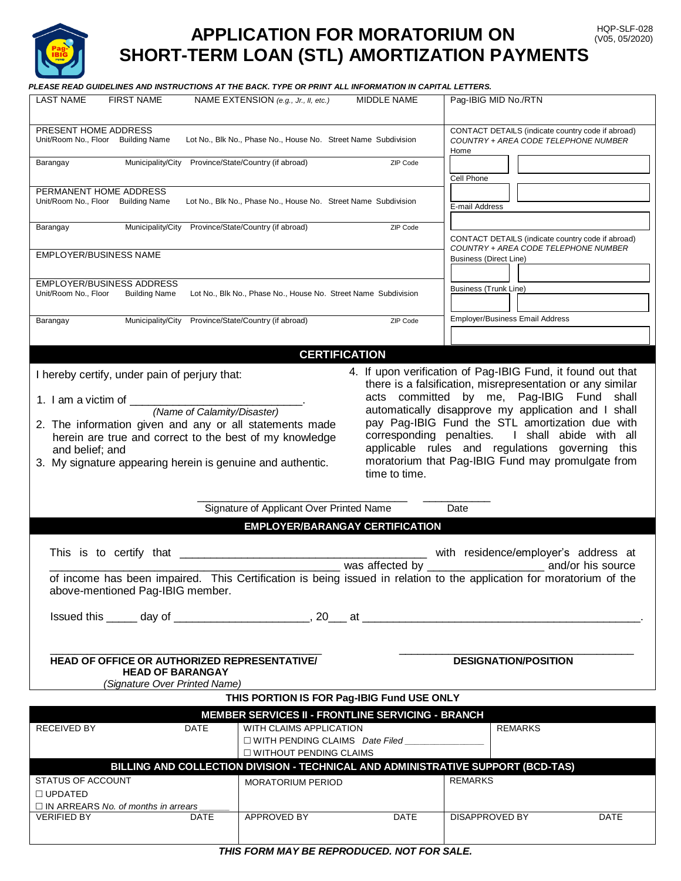HQP-SLF-028
(V05, 05/2020)

# APPLICATION FOR MORATORIUM ON SHORT-TERM LOAN (STL) AMORTIZATION PAYMENTS

***PLEASE READ GUIDELINES AND INSTRUCTIONS AT THE BACK. TYPE OR PRINT ALL INFORMATION IN CAPITAL LETTERS.***

| LAST NAME | FIRST NAME | NAME EXTENSION *(e.g., Jr., II, etc.)* | MIDDLE NAME | Pag-IBIG MID No./RTN |
|---|---|---|---|---|
| | | | | |

| | |
|---|---|
| PRESENT HOME ADDRESS<br>Unit/Room No., Floor Building Name Lot No., Blk No., Phase No., House No. Street Name Subdivision | CONTACT DETAILS (indicate country code if abroad)<br>*COUNTRY + AREA CODE TELEPHONE NUMBER*<br>Home |
| Barangay Municipality/City Province/State/Country (if abroad) ZIP Code | Cell Phone |
| PERMANENT HOME ADDRESS<br>Unit/Room No., Floor Building Name Lot No., Blk No., Phase No., House No. Street Name Subdivision | E-mail Address |
| Barangay Municipality/City Province/State/Country (if abroad) ZIP Code | CONTACT DETAILS (indicate country code if abroad)<br>*COUNTRY + AREA CODE TELEPHONE NUMBER*<br>Business (Direct Line) |
| EMPLOYER/BUSINESS NAME | |
| EMPLOYER/BUSINESS ADDRESS<br>Unit/Room No., Floor Building Name Lot No., Blk No., Phase No., House No. Street Name Subdivision | Business (Trunk Line) |
| Barangay Municipality/City Province/State/Country (if abroad) ZIP Code | Employer/Business Email Address |

## CERTIFICATION

I hereby certify, under pain of perjury that:

1. I am a victim of ______________________________.
   *(Name of Calamity/Disaster)*
2. The information given and any or all statements made herein are true and correct to the best of my knowledge and belief; and
3. My signature appearing herein is genuine and authentic.
4. If upon verification of Pag-IBIG Fund, it found out that there is a falsification, misrepresentation or any similar acts committed by me, Pag-IBIG Fund shall automatically disapprove my application and I shall pay Pag-IBIG Fund the STL amortization due with corresponding penalties. I shall abide with all applicable rules and regulations governing this moratorium that Pag-IBIG Fund may promulgate from time to time.

___________________________________ ___________
Signature of Applicant Over Printed Name Date

## EMPLOYER/BARANGAY CERTIFICATION

This is to certify that ________________________________________ with residence/employer's address at ______________________________________________ was affected by __________________ and/or his source of income has been impaired. This Certification is being issued in relation to the application for moratorium of the above-mentioned Pag-IBIG member.

Issued this _____ day of _____________________, 20___ at _____________________________________________.

_____________________________________________ ______________________________________
**HEAD OF OFFICE OR AUTHORIZED REPRESENTATIVE/ HEAD OF BARANGAY** **DESIGNATION/POSITION**
*(Signature Over Printed Name)*

**THIS PORTION IS FOR Pag-IBIG Fund USE ONLY**

| **MEMBER SERVICES II - FRONTLINE SERVICING - BRANCH** | | | |
|---|---|---|---|
| RECEIVED BY | DATE | WITH CLAIMS APPLICATION<br>☐ WITH PENDING CLAIMS *Date Filed* ______________<br>☐ WITHOUT PENDING CLAIMS | REMARKS |

| **BILLING AND COLLECTION DIVISION - TECHNICAL AND ADMINISTRATIVE SUPPORT (BCD-TAS)** | | | | | |
|---|---|---|---|---|---|
| STATUS OF ACCOUNT<br>☐ UPDATED<br>☐ IN ARREARS *No. of months in arrears* ______ | | MORATORIUM PERIOD | | REMARKS | |
| VERIFIED BY | DATE | APPROVED BY | DATE | DISAPPROVED BY | DATE |

***THIS FORM MAY BE REPRODUCED. NOT FOR SALE.***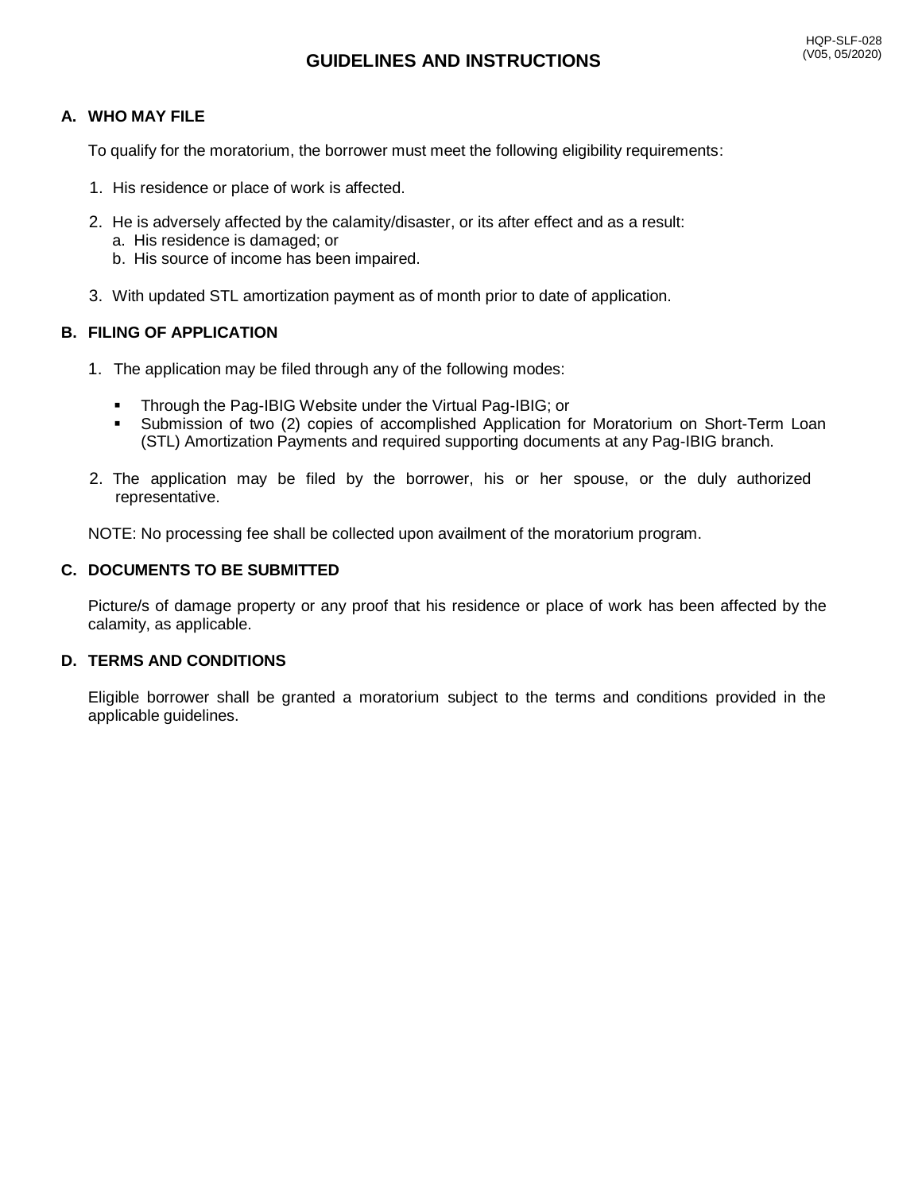# GUIDELINES AND INSTRUCTIONS

## A. WHO MAY FILE

To qualify for the moratorium, the borrower must meet the following eligibility requirements:

1. His residence or place of work is affected.

2. He is adversely affected by the calamity/disaster, or its after effect and as a result:
   a. His residence is damaged; or
   b. His source of income has been impaired.

3. With updated STL amortization payment as of month prior to date of application.

## B. FILING OF APPLICATION

1. The application may be filed through any of the following modes:

   - Through the Pag-IBIG Website under the Virtual Pag-IBIG; or
   - Submission of two (2) copies of accomplished Application for Moratorium on Short-Term Loan (STL) Amortization Payments and required supporting documents at any Pag-IBIG branch.

2. The application may be filed by the borrower, his or her spouse, or the duly authorized representative.

NOTE: No processing fee shall be collected upon availment of the moratorium program.

## C. DOCUMENTS TO BE SUBMITTED

Picture/s of damage property or any proof that his residence or place of work has been affected by the calamity, as applicable.

## D. TERMS AND CONDITIONS

Eligible borrower shall be granted a moratorium subject to the terms and conditions provided in the applicable guidelines.